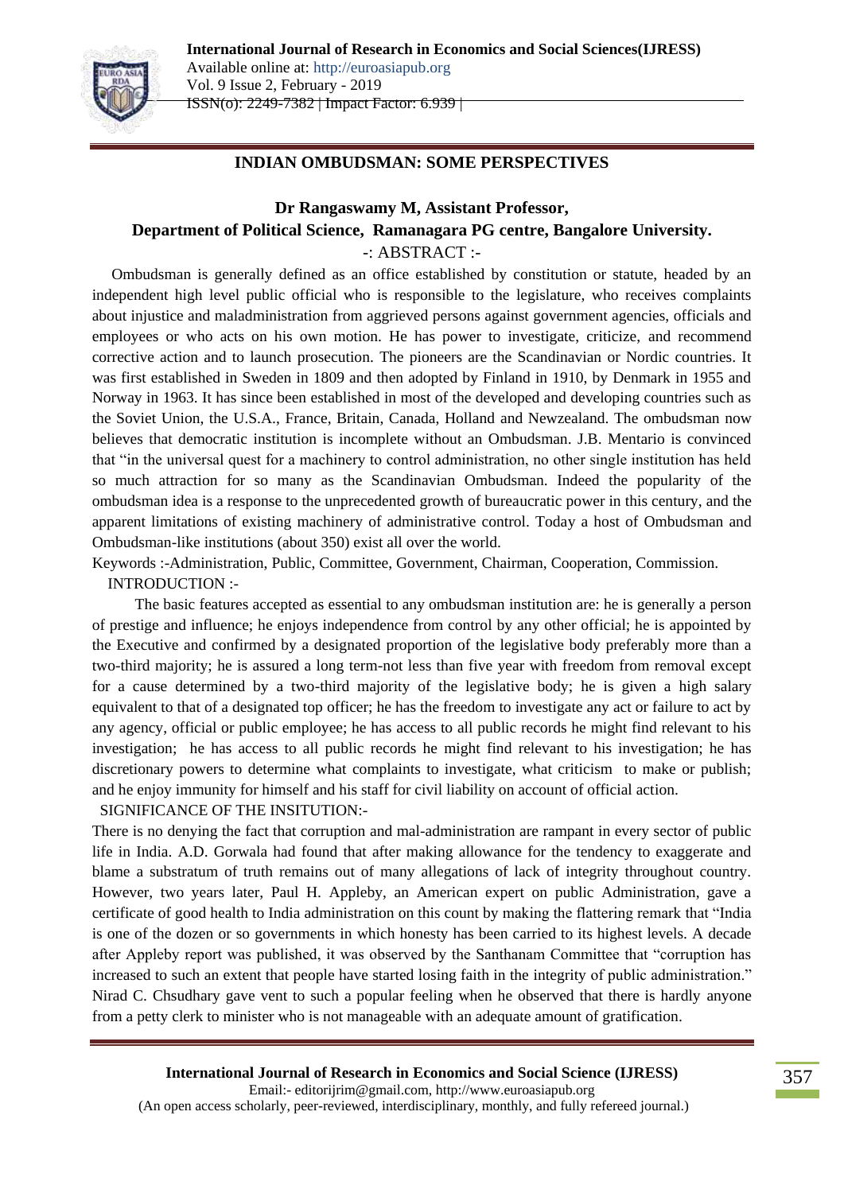# INDIAN OMBUDSMAN: SOME PERSPECTIVES

**Dr Rangaswamy M, Assistant Professor,**
**Department of Political Science, Ramanagara PG centre, Bangalore University.**

-: ABSTRACT :-

Ombudsman is generally defined as an office established by constitution or statute, headed by an independent high level public official who is responsible to the legislature, who receives complaints about injustice and maladministration from aggrieved persons against government agencies, officials and employees or who acts on his own motion. He has power to investigate, criticize, and recommend corrective action and to launch prosecution. The pioneers are the Scandinavian or Nordic countries. It was first established in Sweden in 1809 and then adopted by Finland in 1910, by Denmark in 1955 and Norway in 1963. It has since been established in most of the developed and developing countries such as the Soviet Union, the U.S.A., France, Britain, Canada, Holland and Newzealand. The ombudsman now believes that democratic institution is incomplete without an Ombudsman. J.B. Mentario is convinced that "in the universal quest for a machinery to control administration, no other single institution has held so much attraction for so many as the Scandinavian Ombudsman. Indeed the popularity of the ombudsman idea is a response to the unprecedented growth of bureaucratic power in this century, and the apparent limitations of existing machinery of administrative control. Today a host of Ombudsman and Ombudsman-like institutions (about 350) exist all over the world.

Keywords :-Administration, Public, Committee, Government, Chairman, Cooperation, Commission.

INTRODUCTION :-

The basic features accepted as essential to any ombudsman institution are: he is generally a person of prestige and influence; he enjoys independence from control by any other official; he is appointed by the Executive and confirmed by a designated proportion of the legislative body preferably more than a two-third majority; he is assured a long term-not less than five year with freedom from removal except for a cause determined by a two-third majority of the legislative body; he is given a high salary equivalent to that of a designated top officer; he has the freedom to investigate any act or failure to act by any agency, official or public employee; he has access to all public records he might find relevant to his investigation; he has access to all public records he might find relevant to his investigation; he has discretionary powers to determine what complaints to investigate, what criticism to make or publish; and he enjoy immunity for himself and his staff for civil liability on account of official action.

SIGNIFICANCE OF THE INSITUTION:-

There is no denying the fact that corruption and mal-administration are rampant in every sector of public life in India. A.D. Gorwala had found that after making allowance for the tendency to exaggerate and blame a substratum of truth remains out of many allegations of lack of integrity throughout country. However, two years later, Paul H. Appleby, an American expert on public Administration, gave a certificate of good health to India administration on this count by making the flattering remark that "India is one of the dozen or so governments in which honesty has been carried to its highest levels. A decade after Appleby report was published, it was observed by the Santhanam Committee that "corruption has increased to such an extent that people have started losing faith in the integrity of public administration." Nirad C. Chsudhary gave vent to such a popular feeling when he observed that there is hardly anyone from a petty clerk to minister who is not manageable with an adequate amount of gratification.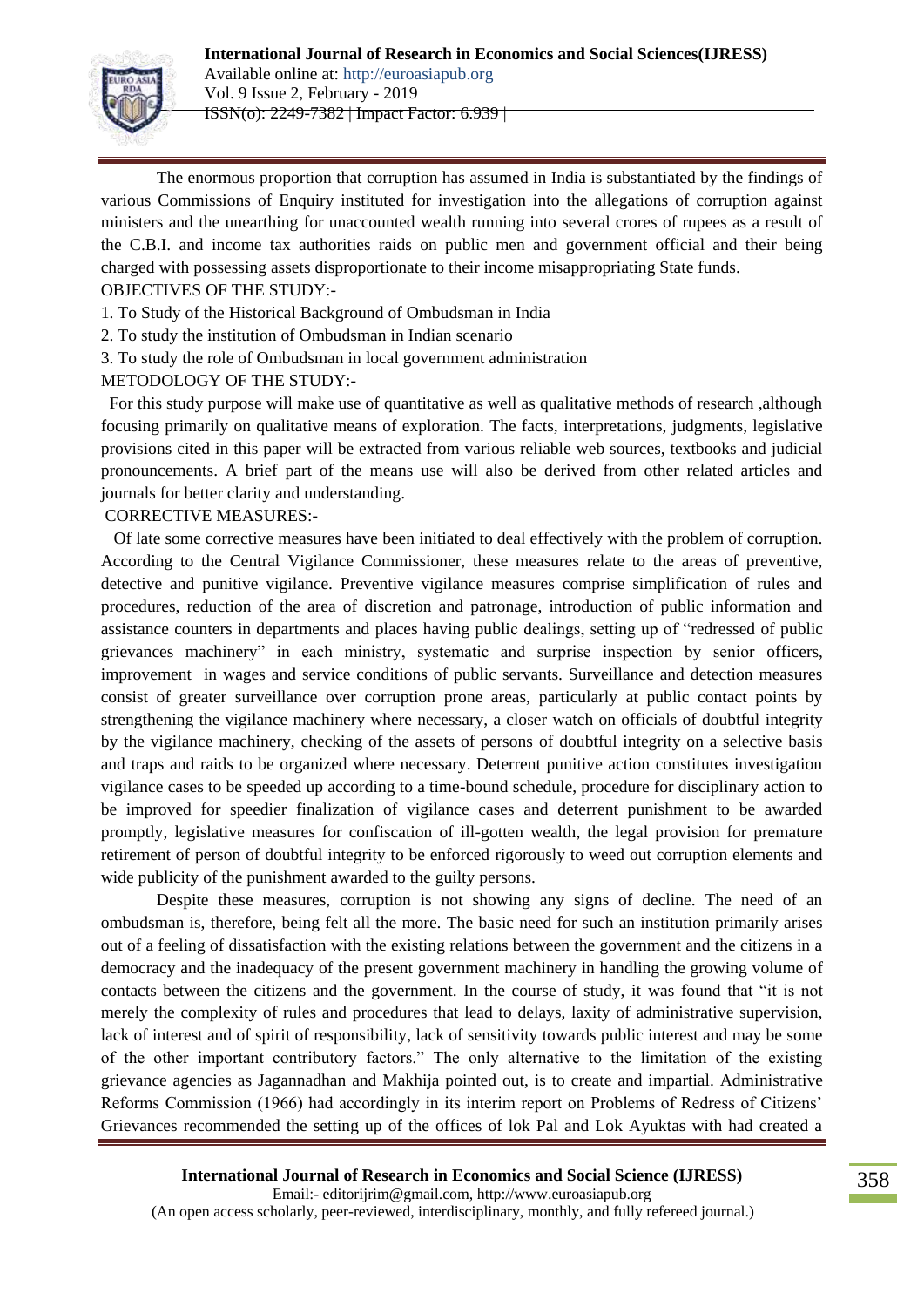The enormous proportion that corruption has assumed in India is substantiated by the findings of various Commissions of Enquiry instituted for investigation into the allegations of corruption against ministers and the unearthing for unaccounted wealth running into several crores of rupees as a result of the C.B.I. and income tax authorities raids on public men and government official and their being charged with possessing assets disproportionate to their income misappropriating State funds.

OBJECTIVES OF THE STUDY:-

1. To Study of the Historical Background of Ombudsman in India
2. To study the institution of Ombudsman in Indian scenario
3. To study the role of Ombudsman in local government administration

METODOLOGY OF THE STUDY:-

For this study purpose will make use of quantitative as well as qualitative methods of research ,although focusing primarily on qualitative means of exploration. The facts, interpretations, judgments, legislative provisions cited in this paper will be extracted from various reliable web sources, textbooks and judicial pronouncements. A brief part of the means use will also be derived from other related articles and journals for better clarity and understanding.

CORRECTIVE MEASURES:-

Of late some corrective measures have been initiated to deal effectively with the problem of corruption. According to the Central Vigilance Commissioner, these measures relate to the areas of preventive, detective and punitive vigilance. Preventive vigilance measures comprise simplification of rules and procedures, reduction of the area of discretion and patronage, introduction of public information and assistance counters in departments and places having public dealings, setting up of "redressed of public grievances machinery" in each ministry, systematic and surprise inspection by senior officers, improvement in wages and service conditions of public servants. Surveillance and detection measures consist of greater surveillance over corruption prone areas, particularly at public contact points by strengthening the vigilance machinery where necessary, a closer watch on officials of doubtful integrity by the vigilance machinery, checking of the assets of persons of doubtful integrity on a selective basis and traps and raids to be organized where necessary. Deterrent punitive action constitutes investigation vigilance cases to be speeded up according to a time-bound schedule, procedure for disciplinary action to be improved for speedier finalization of vigilance cases and deterrent punishment to be awarded promptly, legislative measures for confiscation of ill-gotten wealth, the legal provision for premature retirement of person of doubtful integrity to be enforced rigorously to weed out corruption elements and wide publicity of the punishment awarded to the guilty persons.

Despite these measures, corruption is not showing any signs of decline. The need of an ombudsman is, therefore, being felt all the more. The basic need for such an institution primarily arises out of a feeling of dissatisfaction with the existing relations between the government and the citizens in a democracy and the inadequacy of the present government machinery in handling the growing volume of contacts between the citizens and the government. In the course of study, it was found that "it is not merely the complexity of rules and procedures that lead to delays, laxity of administrative supervision, lack of interest and of spirit of responsibility, lack of sensitivity towards public interest and may be some of the other important contributory factors." The only alternative to the limitation of the existing grievance agencies as Jagannadhan and Makhija pointed out, is to create and impartial. Administrative Reforms Commission (1966) had accordingly in its interim report on Problems of Redress of Citizens' Grievances recommended the setting up of the offices of lok Pal and Lok Ayuktas with had created a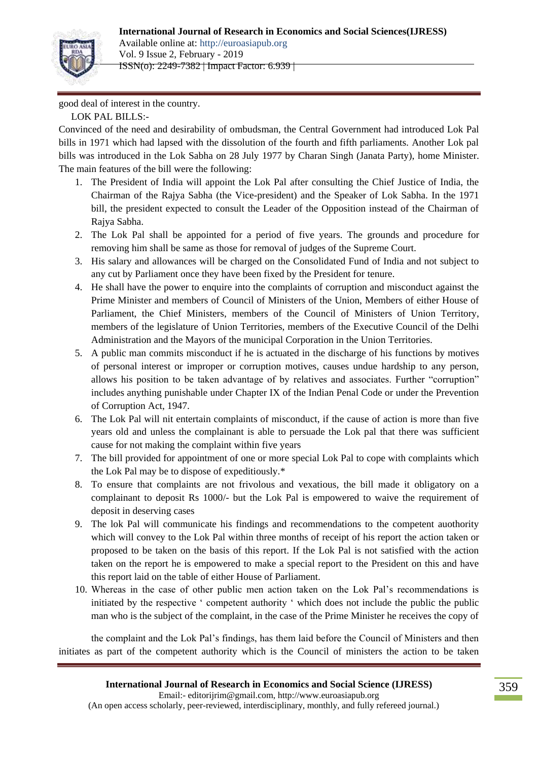good deal of interest in the country.

LOK PAL BILLS:-

Convinced of the need and desirability of ombudsman, the Central Government had introduced Lok Pal bills in 1971 which had lapsed with the dissolution of the fourth and fifth parliaments. Another Lok pal bills was introduced in the Lok Sabha on 28 July 1977 by Charan Singh (Janata Party), home Minister. The main features of the bill were the following:

1. The President of India will appoint the Lok Pal after consulting the Chief Justice of India, the Chairman of the Rajya Sabha (the Vice-president) and the Speaker of Lok Sabha. In the 1971 bill, the president expected to consult the Leader of the Opposition instead of the Chairman of Rajya Sabha.
2. The Lok Pal shall be appointed for a period of five years. The grounds and procedure for removing him shall be same as those for removal of judges of the Supreme Court.
3. His salary and allowances will be charged on the Consolidated Fund of India and not subject to any cut by Parliament once they have been fixed by the President for tenure.
4. He shall have the power to enquire into the complaints of corruption and misconduct against the Prime Minister and members of Council of Ministers of the Union, Members of either House of Parliament, the Chief Ministers, members of the Council of Ministers of Union Territory, members of the legislature of Union Territories, members of the Executive Council of the Delhi Administration and the Mayors of the municipal Corporation in the Union Territories.
5. A public man commits misconduct if he is actuated in the discharge of his functions by motives of personal interest or improper or corruption motives, causes undue hardship to any person, allows his position to be taken advantage of by relatives and associates. Further "corruption" includes anything punishable under Chapter IX of the Indian Penal Code or under the Prevention of Corruption Act, 1947.
6. The Lok Pal will nit entertain complaints of misconduct, if the cause of action is more than five years old and unless the complainant is able to persuade the Lok pal that there was sufficient cause for not making the complaint within five years
7. The bill provided for appointment of one or more special Lok Pal to cope with complaints which the Lok Pal may be to dispose of expeditiously.*
8. To ensure that complaints are not frivolous and vexatious, the bill made it obligatory on a complainant to deposit Rs 1000/- but the Lok Pal is empowered to waive the requirement of deposit in deserving cases
9. The lok Pal will communicate his findings and recommendations to the competent auothority which will convey to the Lok Pal within three months of receipt of his report the action taken or proposed to be taken on the basis of this report. If the Lok Pal is not satisfied with the action taken on the report he is empowered to make a special report to the President on this and have this report laid on the table of either House of Parliament.
10. Whereas in the case of other public men action taken on the Lok Pal's recommendations is initiated by the respective ' competent authority ' which does not include the public the public man who is the subject of the complaint, in the case of the Prime Minister he receives the copy of

the complaint and the Lok Pal's findings, has them laid before the Council of Ministers and then initiates as part of the competent authority which is the Council of ministers the action to be taken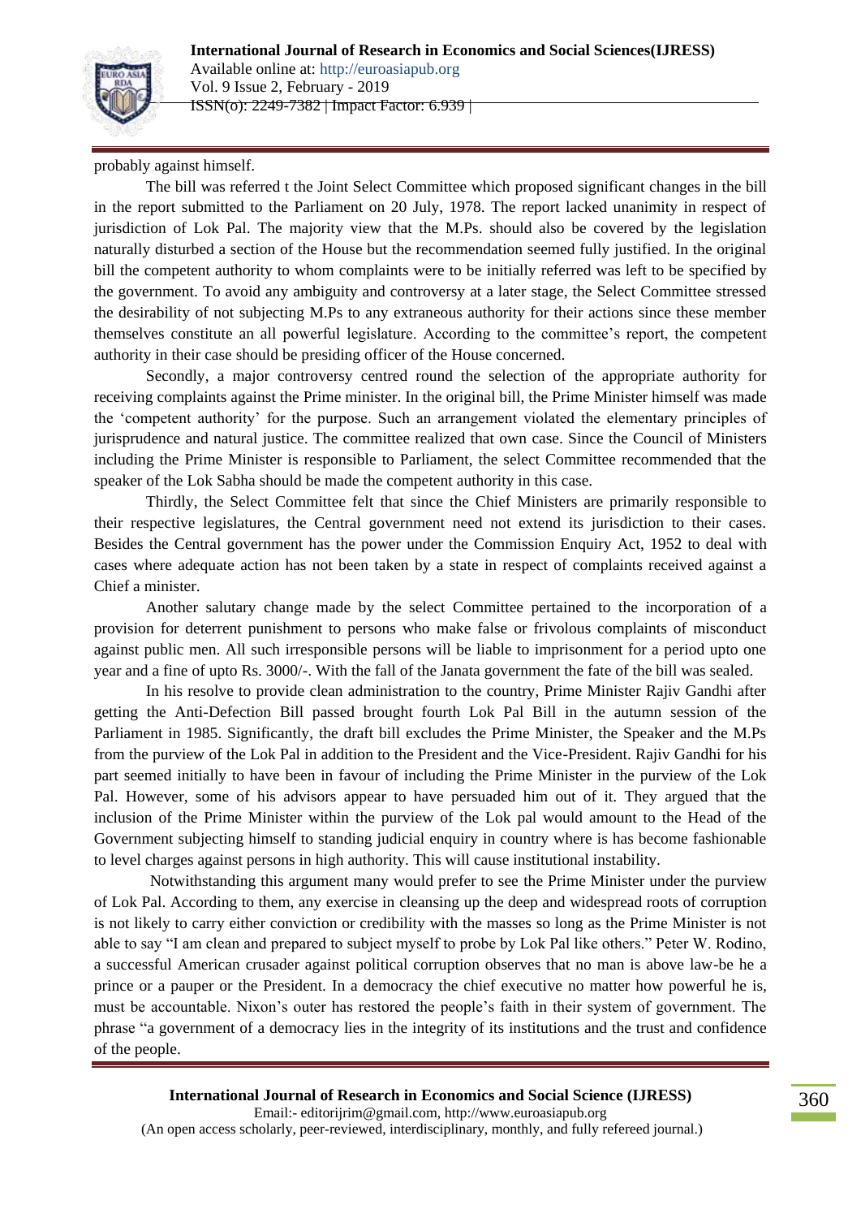probably against himself.

The bill was referred t the Joint Select Committee which proposed significant changes in the bill in the report submitted to the Parliament on 20 July, 1978. The report lacked unanimity in respect of jurisdiction of Lok Pal. The majority view that the M.Ps. should also be covered by the legislation naturally disturbed a section of the House but the recommendation seemed fully justified. In the original bill the competent authority to whom complaints were to be initially referred was left to be specified by the government. To avoid any ambiguity and controversy at a later stage, the Select Committee stressed the desirability of not subjecting M.Ps to any extraneous authority for their actions since these member themselves constitute an all powerful legislature. According to the committee's report, the competent authority in their case should be presiding officer of the House concerned.

Secondly, a major controversy centred round the selection of the appropriate authority for receiving complaints against the Prime minister. In the original bill, the Prime Minister himself was made the 'competent authority' for the purpose. Such an arrangement violated the elementary principles of jurisprudence and natural justice. The committee realized that own case. Since the Council of Ministers including the Prime Minister is responsible to Parliament, the select Committee recommended that the speaker of the Lok Sabha should be made the competent authority in this case.

Thirdly, the Select Committee felt that since the Chief Ministers are primarily responsible to their respective legislatures, the Central government need not extend its jurisdiction to their cases. Besides the Central government has the power under the Commission Enquiry Act, 1952 to deal with cases where adequate action has not been taken by a state in respect of complaints received against a Chief a minister.

Another salutary change made by the select Committee pertained to the incorporation of a provision for deterrent punishment to persons who make false or frivolous complaints of misconduct against public men. All such irresponsible persons will be liable to imprisonment for a period upto one year and a fine of upto Rs. 3000/-. With the fall of the Janata government the fate of the bill was sealed.

In his resolve to provide clean administration to the country, Prime Minister Rajiv Gandhi after getting the Anti-Defection Bill passed brought fourth Lok Pal Bill in the autumn session of the Parliament in 1985. Significantly, the draft bill excludes the Prime Minister, the Speaker and the M.Ps from the purview of the Lok Pal in addition to the President and the Vice-President. Rajiv Gandhi for his part seemed initially to have been in favour of including the Prime Minister in the purview of the Lok Pal. However, some of his advisors appear to have persuaded him out of it. They argued that the inclusion of the Prime Minister within the purview of the Lok pal would amount to the Head of the Government subjecting himself to standing judicial enquiry in country where is has become fashionable to level charges against persons in high authority. This will cause institutional instability.

Notwithstanding this argument many would prefer to see the Prime Minister under the purview of Lok Pal. According to them, any exercise in cleansing up the deep and widespread roots of corruption is not likely to carry either conviction or credibility with the masses so long as the Prime Minister is not able to say "I am clean and prepared to subject myself to probe by Lok Pal like others." Peter W. Rodino, a successful American crusader against political corruption observes that no man is above law-be he a prince or a pauper or the President. In a democracy the chief executive no matter how powerful he is, must be accountable. Nixon's outer has restored the people's faith in their system of government. The phrase "a government of a democracy lies in the integrity of its institutions and the trust and confidence of the people.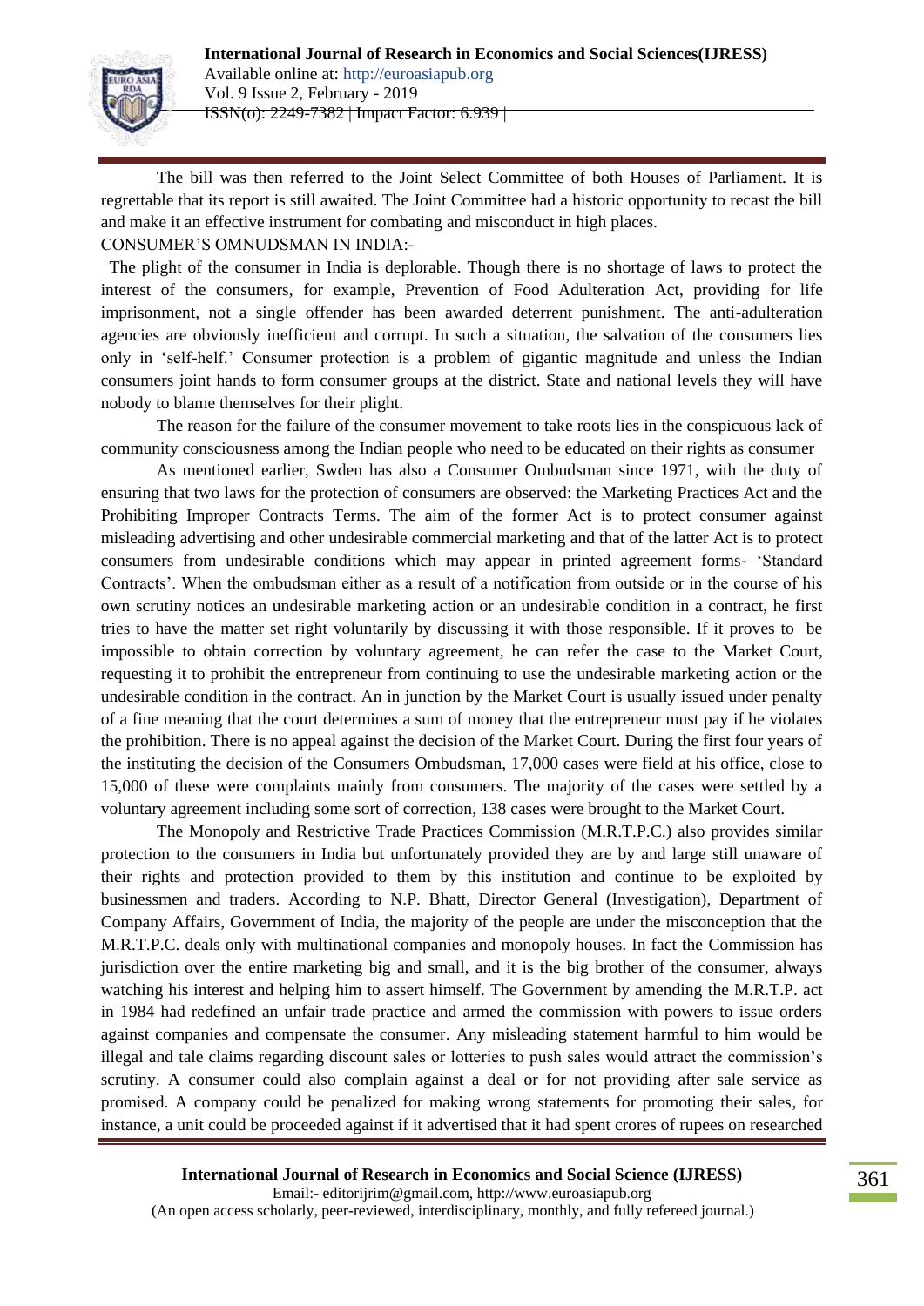The bill was then referred to the Joint Select Committee of both Houses of Parliament. It is regrettable that its report is still awaited. The Joint Committee had a historic opportunity to recast the bill and make it an effective instrument for combating and misconduct in high places.

CONSUMER'S OMNUDSMAN IN INDIA:-

The plight of the consumer in India is deplorable. Though there is no shortage of laws to protect the interest of the consumers, for example, Prevention of Food Adulteration Act, providing for life imprisonment, not a single offender has been awarded deterrent punishment. The anti-adulteration agencies are obviously inefficient and corrupt. In such a situation, the salvation of the consumers lies only in 'self-helf.' Consumer protection is a problem of gigantic magnitude and unless the Indian consumers joint hands to form consumer groups at the district. State and national levels they will have nobody to blame themselves for their plight.

The reason for the failure of the consumer movement to take roots lies in the conspicuous lack of community consciousness among the Indian people who need to be educated on their rights as consumer

As mentioned earlier, Swden has also a Consumer Ombudsman since 1971, with the duty of ensuring that two laws for the protection of consumers are observed: the Marketing Practices Act and the Prohibiting Improper Contracts Terms. The aim of the former Act is to protect consumer against misleading advertising and other undesirable commercial marketing and that of the latter Act is to protect consumers from undesirable conditions which may appear in printed agreement forms- 'Standard Contracts'. When the ombudsman either as a result of a notification from outside or in the course of his own scrutiny notices an undesirable marketing action or an undesirable condition in a contract, he first tries to have the matter set right voluntarily by discussing it with those responsible. If it proves to be impossible to obtain correction by voluntary agreement, he can refer the case to the Market Court, requesting it to prohibit the entrepreneur from continuing to use the undesirable marketing action or the undesirable condition in the contract. An in junction by the Market Court is usually issued under penalty of a fine meaning that the court determines a sum of money that the entrepreneur must pay if he violates the prohibition. There is no appeal against the decision of the Market Court. During the first four years of the instituting the decision of the Consumers Ombudsman, 17,000 cases were field at his office, close to 15,000 of these were complaints mainly from consumers. The majority of the cases were settled by a voluntary agreement including some sort of correction, 138 cases were brought to the Market Court.

The Monopoly and Restrictive Trade Practices Commission (M.R.T.P.C.) also provides similar protection to the consumers in India but unfortunately provided they are by and large still unaware of their rights and protection provided to them by this institution and continue to be exploited by businessmen and traders. According to N.P. Bhatt, Director General (Investigation), Department of Company Affairs, Government of India, the majority of the people are under the misconception that the M.R.T.P.C. deals only with multinational companies and monopoly houses. In fact the Commission has jurisdiction over the entire marketing big and small, and it is the big brother of the consumer, always watching his interest and helping him to assert himself. The Government by amending the M.R.T.P. act in 1984 had redefined an unfair trade practice and armed the commission with powers to issue orders against companies and compensate the consumer. Any misleading statement harmful to him would be illegal and tale claims regarding discount sales or lotteries to push sales would attract the commission's scrutiny. A consumer could also complain against a deal or for not providing after sale service as promised. A company could be penalized for making wrong statements for promoting their sales, for instance, a unit could be proceeded against if it advertised that it had spent crores of rupees on researched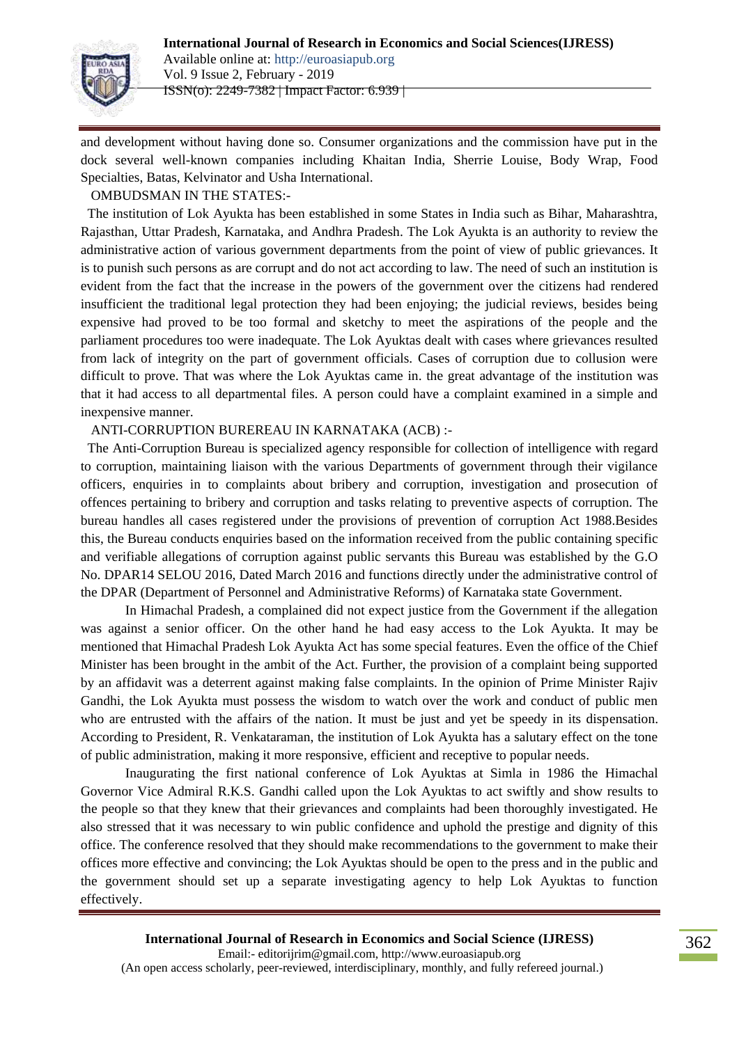and development without having done so. Consumer organizations and the commission have put in the dock several well-known companies including Khaitan India, Sherrie Louise, Body Wrap, Food Specialties, Batas, Kelvinator and Usha International.

OMBUDSMAN IN THE STATES:-

The institution of Lok Ayukta has been established in some States in India such as Bihar, Maharashtra, Rajasthan, Uttar Pradesh, Karnataka, and Andhra Pradesh. The Lok Ayukta is an authority to review the administrative action of various government departments from the point of view of public grievances. It is to punish such persons as are corrupt and do not act according to law. The need of such an institution is evident from the fact that the increase in the powers of the government over the citizens had rendered insufficient the traditional legal protection they had been enjoying; the judicial reviews, besides being expensive had proved to be too formal and sketchy to meet the aspirations of the people and the parliament procedures too were inadequate. The Lok Ayuktas dealt with cases where grievances resulted from lack of integrity on the part of government officials. Cases of corruption due to collusion were difficult to prove. That was where the Lok Ayuktas came in. the great advantage of the institution was that it had access to all departmental files. A person could have a complaint examined in a simple and inexpensive manner.

ANTI-CORRUPTION BUREREAU IN KARNATAKA (ACB) :-

The Anti-Corruption Bureau is specialized agency responsible for collection of intelligence with regard to corruption, maintaining liaison with the various Departments of government through their vigilance officers, enquiries in to complaints about bribery and corruption, investigation and prosecution of offences pertaining to bribery and corruption and tasks relating to preventive aspects of corruption. The bureau handles all cases registered under the provisions of prevention of corruption Act 1988.Besides this, the Bureau conducts enquiries based on the information received from the public containing specific and verifiable allegations of corruption against public servants this Bureau was established by the G.O No. DPAR14 SELOU 2016, Dated March 2016 and functions directly under the administrative control of the DPAR (Department of Personnel and Administrative Reforms) of Karnataka state Government.

In Himachal Pradesh, a complained did not expect justice from the Government if the allegation was against a senior officer. On the other hand he had easy access to the Lok Ayukta. It may be mentioned that Himachal Pradesh Lok Ayukta Act has some special features. Even the office of the Chief Minister has been brought in the ambit of the Act. Further, the provision of a complaint being supported by an affidavit was a deterrent against making false complaints. In the opinion of Prime Minister Rajiv Gandhi, the Lok Ayukta must possess the wisdom to watch over the work and conduct of public men who are entrusted with the affairs of the nation. It must be just and yet be speedy in its dispensation. According to President, R. Venkataraman, the institution of Lok Ayukta has a salutary effect on the tone of public administration, making it more responsive, efficient and receptive to popular needs.

Inaugurating the first national conference of Lok Ayuktas at Simla in 1986 the Himachal Governor Vice Admiral R.K.S. Gandhi called upon the Lok Ayuktas to act swiftly and show results to the people so that they knew that their grievances and complaints had been thoroughly investigated. He also stressed that it was necessary to win public confidence and uphold the prestige and dignity of this office. The conference resolved that they should make recommendations to the government to make their offices more effective and convincing; the Lok Ayuktas should be open to the press and in the public and the government should set up a separate investigating agency to help Lok Ayuktas to function effectively.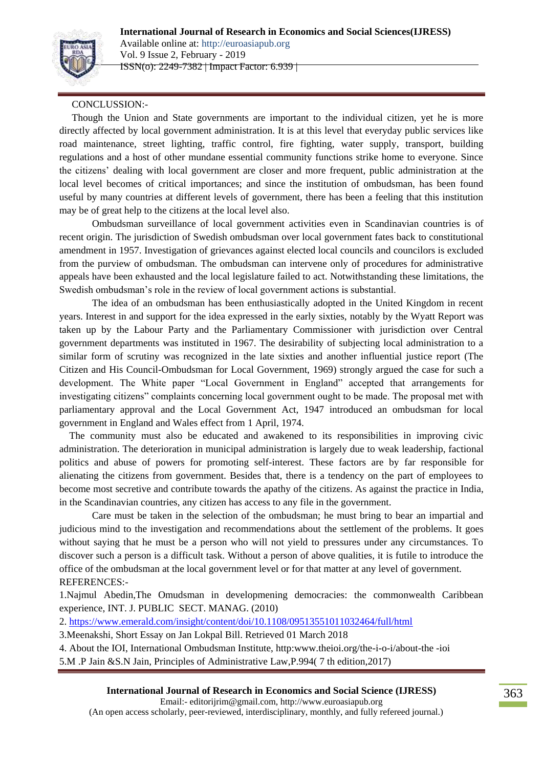CONCLUSSION:-

Though the Union and State governments are important to the individual citizen, yet he is more directly affected by local government administration. It is at this level that everyday public services like road maintenance, street lighting, traffic control, fire fighting, water supply, transport, building regulations and a host of other mundane essential community functions strike home to everyone. Since the citizens' dealing with local government are closer and more frequent, public administration at the local level becomes of critical importances; and since the institution of ombudsman, has been found useful by many countries at different levels of government, there has been a feeling that this institution may be of great help to the citizens at the local level also.

Ombudsman surveillance of local government activities even in Scandinavian countries is of recent origin. The jurisdiction of Swedish ombudsman over local government fates back to constitutional amendment in 1957. Investigation of grievances against elected local councils and councilors is excluded from the purview of ombudsman. The ombudsman can intervene only of procedures for administrative appeals have been exhausted and the local legislature failed to act. Notwithstanding these limitations, the Swedish ombudsman's role in the review of local government actions is substantial.

The idea of an ombudsman has been enthusiastically adopted in the United Kingdom in recent years. Interest in and support for the idea expressed in the early sixties, notably by the Wyatt Report was taken up by the Labour Party and the Parliamentary Commissioner with jurisdiction over Central government departments was instituted in 1967. The desirability of subjecting local administration to a similar form of scrutiny was recognized in the late sixties and another influential justice report (The Citizen and His Council-Ombudsman for Local Government, 1969) strongly argued the case for such a development. The White paper "Local Government in England" accepted that arrangements for investigating citizens" complaints concerning local government ought to be made. The proposal met with parliamentary approval and the Local Government Act, 1947 introduced an ombudsman for local government in England and Wales effect from 1 April, 1974.

The community must also be educated and awakened to its responsibilities in improving civic administration. The deterioration in municipal administration is largely due to weak leadership, factional politics and abuse of powers for promoting self-interest. These factors are by far responsible for alienating the citizens from government. Besides that, there is a tendency on the part of employees to become most secretive and contribute towards the apathy of the citizens. As against the practice in India, in the Scandinavian countries, any citizen has access to any file in the government.

Care must be taken in the selection of the ombudsman; he must bring to bear an impartial and judicious mind to the investigation and recommendations about the settlement of the problems. It goes without saying that he must be a person who will not yield to pressures under any circumstances. To discover such a person is a difficult task. Without a person of above qualities, it is futile to introduce the office of the ombudsman at the local government level or for that matter at any level of government.

REFERENCES:-

1.Najmul Abedin,The Omudsman in developmening democracies: the commonwealth Caribbean experience, INT. J. PUBLIC SECT. MANAG. (2010)

2. https://www.emerald.com/insight/content/doi/10.1108/09513551011032464/full/html

3.Meenakshi, Short Essay on Jan Lokpal Bill. Retrieved 01 March 2018

4. About the IOI, International Ombudsman Institute, http:www.theioi.org/the-i-o-i/about-the -ioi

5.M .P Jain &S.N Jain, Principles of Administrative Law,P.994( 7 th edition,2017)